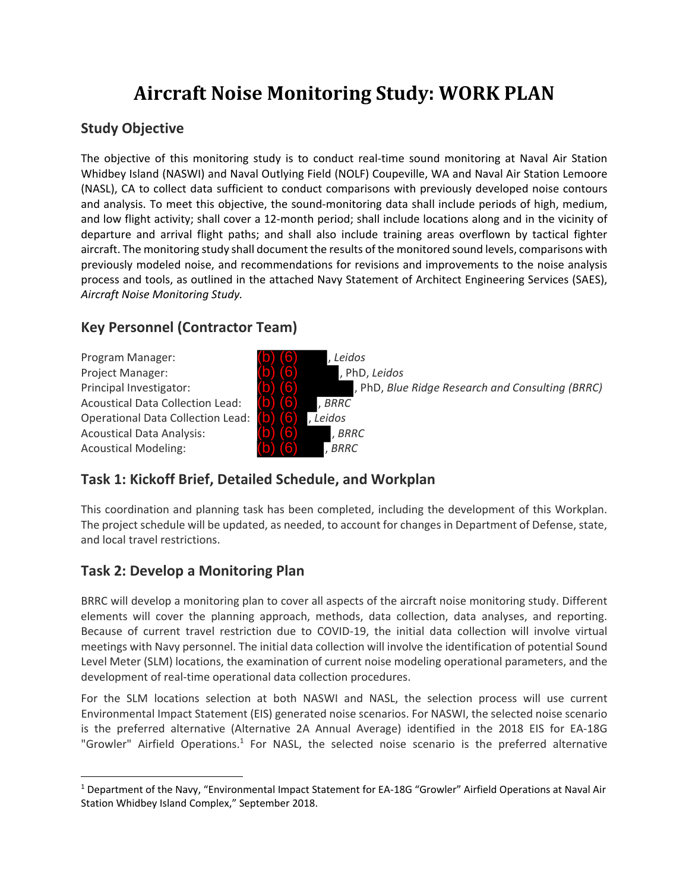# Aircraft Noise Monitoring Study: WORK PLAN

## Study Objective

The objective of this monitoring study is to conduct real-time sound monitoring at Naval Air Station Whidbey Island (NASWI) and Naval Outlying Field (NOLF) Coupeville, WA and Naval Air Station Lemoore (NASL), CA to collect data sufficient to conduct comparisons with previously developed noise contours and analysis. To meet this objective, the sound-monitoring data shall include periods of high, medium, and low flight activity; shall cover a 12-month period; shall include locations along and in the vicinity of departure and arrival flight paths; and shall also include training areas overflown by tactical fighter aircraft. The monitoring study shall document the results of the monitored sound levels, comparisons with previously modeled noise, and recommendations for revisions and improvements to the noise analysis process and tools, as outlined in the attached Navy Statement of Architect Engineering Services (SAES), *Aircraft Noise Monitoring Study.*

## Key Personnel (Contractor Team)

| | |
|---|---|
| Program Manager: | (b) (6), *Leidos* |
| Project Manager: | (b) (6), PhD, *Leidos* |
| Principal Investigator: | (b) (6), PhD, *Blue Ridge Research and Consulting (BRRC)* |
| Acoustical Data Collection Lead: | (b) (6), *BRRC* |
| Operational Data Collection Lead: | (b) (6), *Leidos* |
| Acoustical Data Analysis: | (b) (6), *BRRC* |
| Acoustical Modeling: | (b) (6), *BRRC* |

## Task 1: Kickoff Brief, Detailed Schedule, and Workplan

This coordination and planning task has been completed, including the development of this Workplan. The project schedule will be updated, as needed, to account for changes in Department of Defense, state, and local travel restrictions.

## Task 2: Develop a Monitoring Plan

BRRC will develop a monitoring plan to cover all aspects of the aircraft noise monitoring study. Different elements will cover the planning approach, methods, data collection, data analyses, and reporting. Because of current travel restriction due to COVID-19, the initial data collection will involve virtual meetings with Navy personnel. The initial data collection will involve the identification of potential Sound Level Meter (SLM) locations, the examination of current noise modeling operational parameters, and the development of real-time operational data collection procedures.

For the SLM locations selection at both NASWI and NASL, the selection process will use current Environmental Impact Statement (EIS) generated noise scenarios. For NASWI, the selected noise scenario is the preferred alternative (Alternative 2A Annual Average) identified in the 2018 EIS for EA-18G "Growler" Airfield Operations.[1] For NASL, the selected noise scenario is the preferred alternative

[1] Department of the Navy, "Environmental Impact Statement for EA-18G "Growler" Airfield Operations at Naval Air Station Whidbey Island Complex," September 2018.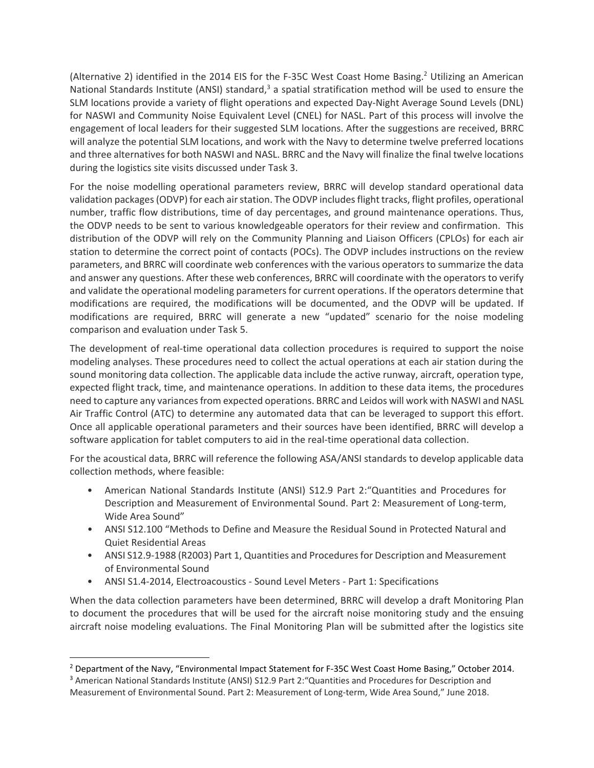(Alternative 2) identified in the 2014 EIS for the F-35C West Coast Home Basing.[2] Utilizing an American National Standards Institute (ANSI) standard,[3] a spatial stratification method will be used to ensure the SLM locations provide a variety of flight operations and expected Day-Night Average Sound Levels (DNL) for NASWI and Community Noise Equivalent Level (CNEL) for NASL. Part of this process will involve the engagement of local leaders for their suggested SLM locations. After the suggestions are received, BRRC will analyze the potential SLM locations, and work with the Navy to determine twelve preferred locations and three alternatives for both NASWI and NASL. BRRC and the Navy will finalize the final twelve locations during the logistics site visits discussed under Task 3.

For the noise modelling operational parameters review, BRRC will develop standard operational data validation packages (ODVP) for each air station. The ODVP includes flight tracks, flight profiles, operational number, traffic flow distributions, time of day percentages, and ground maintenance operations. Thus, the ODVP needs to be sent to various knowledgeable operators for their review and confirmation. This distribution of the ODVP will rely on the Community Planning and Liaison Officers (CPLOs) for each air station to determine the correct point of contacts (POCs). The ODVP includes instructions on the review parameters, and BRRC will coordinate web conferences with the various operators to summarize the data and answer any questions. After these web conferences, BRRC will coordinate with the operators to verify and validate the operational modeling parameters for current operations. If the operators determine that modifications are required, the modifications will be documented, and the ODVP will be updated. If modifications are required, BRRC will generate a new "updated" scenario for the noise modeling comparison and evaluation under Task 5.

The development of real-time operational data collection procedures is required to support the noise modeling analyses. These procedures need to collect the actual operations at each air station during the sound monitoring data collection. The applicable data include the active runway, aircraft, operation type, expected flight track, time, and maintenance operations. In addition to these data items, the procedures need to capture any variances from expected operations. BRRC and Leidos will work with NASWI and NASL Air Traffic Control (ATC) to determine any automated data that can be leveraged to support this effort. Once all applicable operational parameters and their sources have been identified, BRRC will develop a software application for tablet computers to aid in the real-time operational data collection.

For the acoustical data, BRRC will reference the following ASA/ANSI standards to develop applicable data collection methods, where feasible:

- American National Standards Institute (ANSI) S12.9 Part 2:"Quantities and Procedures for Description and Measurement of Environmental Sound. Part 2: Measurement of Long-term, Wide Area Sound"
- ANSI S12.100 "Methods to Define and Measure the Residual Sound in Protected Natural and Quiet Residential Areas
- ANSI S12.9-1988 (R2003) Part 1, Quantities and Procedures for Description and Measurement of Environmental Sound
- ANSI S1.4-2014, Electroacoustics - Sound Level Meters - Part 1: Specifications

When the data collection parameters have been determined, BRRC will develop a draft Monitoring Plan to document the procedures that will be used for the aircraft noise monitoring study and the ensuing aircraft noise modeling evaluations. The Final Monitoring Plan will be submitted after the logistics site

---

[2] Department of the Navy, "Environmental Impact Statement for F-35C West Coast Home Basing," October 2014.

[3] American National Standards Institute (ANSI) S12.9 Part 2:"Quantities and Procedures for Description and Measurement of Environmental Sound. Part 2: Measurement of Long-term, Wide Area Sound," June 2018.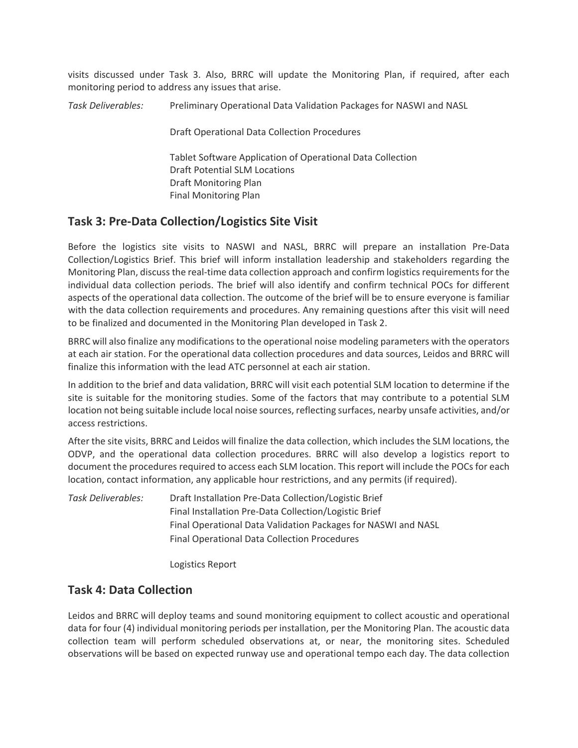visits discussed under Task 3. Also, BRRC will update the Monitoring Plan, if required, after each monitoring period to address any issues that arise.

*Task Deliverables:* Preliminary Operational Data Validation Packages for NASWI and NASL

Draft Operational Data Collection Procedures

Tablet Software Application of Operational Data Collection
Draft Potential SLM Locations
Draft Monitoring Plan
Final Monitoring Plan

## Task 3: Pre-Data Collection/Logistics Site Visit

Before the logistics site visits to NASWI and NASL, BRRC will prepare an installation Pre-Data Collection/Logistics Brief. This brief will inform installation leadership and stakeholders regarding the Monitoring Plan, discuss the real-time data collection approach and confirm logistics requirements for the individual data collection periods. The brief will also identify and confirm technical POCs for different aspects of the operational data collection. The outcome of the brief will be to ensure everyone is familiar with the data collection requirements and procedures. Any remaining questions after this visit will need to be finalized and documented in the Monitoring Plan developed in Task 2.

BRRC will also finalize any modifications to the operational noise modeling parameters with the operators at each air station. For the operational data collection procedures and data sources, Leidos and BRRC will finalize this information with the lead ATC personnel at each air station.

In addition to the brief and data validation, BRRC will visit each potential SLM location to determine if the site is suitable for the monitoring studies. Some of the factors that may contribute to a potential SLM location not being suitable include local noise sources, reflecting surfaces, nearby unsafe activities, and/or access restrictions.

After the site visits, BRRC and Leidos will finalize the data collection, which includes the SLM locations, the ODVP, and the operational data collection procedures. BRRC will also develop a logistics report to document the procedures required to access each SLM location. This report will include the POCs for each location, contact information, any applicable hour restrictions, and any permits (if required).

*Task Deliverables:* Draft Installation Pre-Data Collection/Logistic Brief
Final Installation Pre-Data Collection/Logistic Brief
Final Operational Data Validation Packages for NASWI and NASL
Final Operational Data Collection Procedures

Logistics Report

## Task 4: Data Collection

Leidos and BRRC will deploy teams and sound monitoring equipment to collect acoustic and operational data for four (4) individual monitoring periods per installation, per the Monitoring Plan. The acoustic data collection team will perform scheduled observations at, or near, the monitoring sites. Scheduled observations will be based on expected runway use and operational tempo each day. The data collection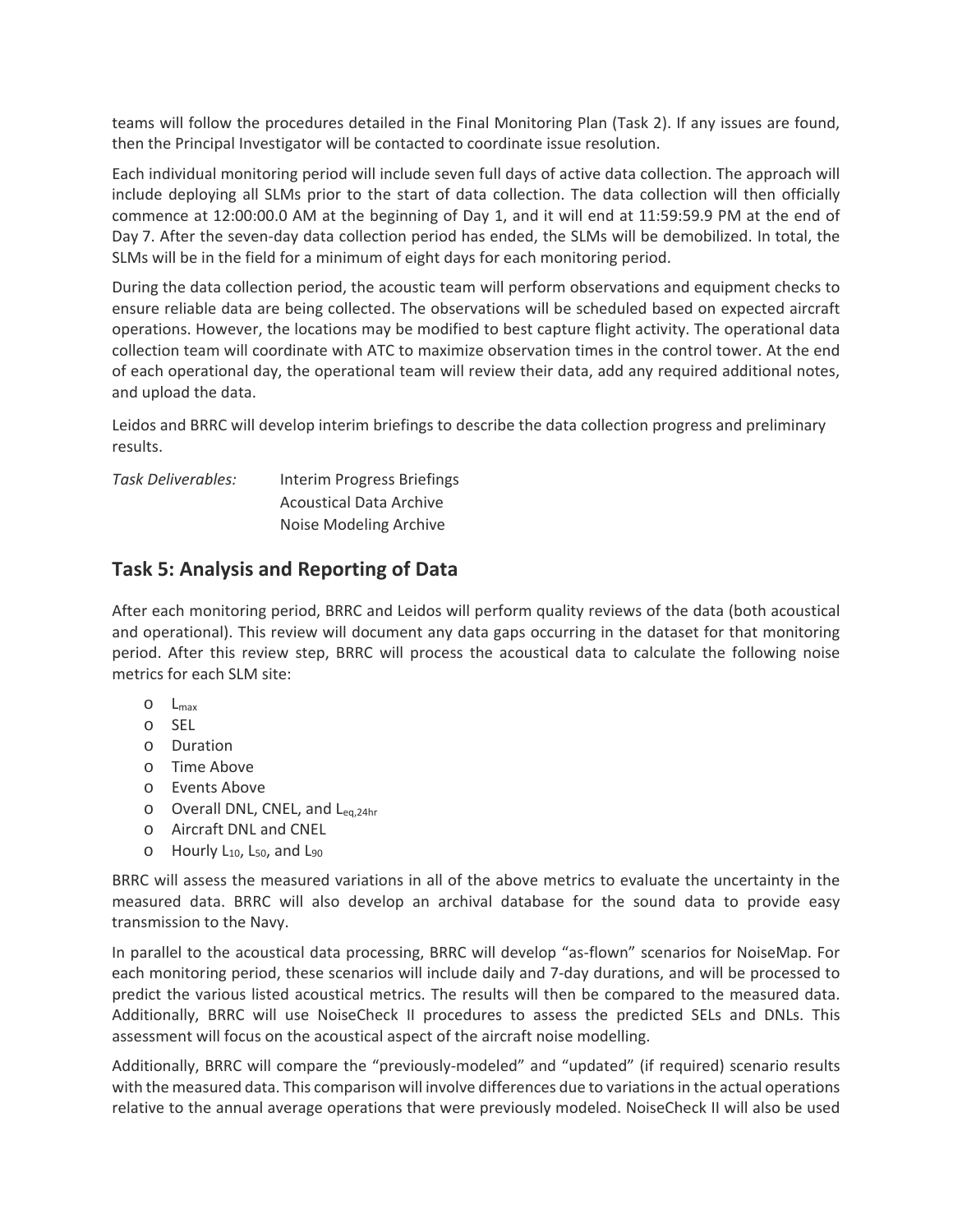teams will follow the procedures detailed in the Final Monitoring Plan (Task 2). If any issues are found, then the Principal Investigator will be contacted to coordinate issue resolution.

Each individual monitoring period will include seven full days of active data collection. The approach will include deploying all SLMs prior to the start of data collection. The data collection will then officially commence at 12:00:00.0 AM at the beginning of Day 1, and it will end at 11:59:59.9 PM at the end of Day 7. After the seven-day data collection period has ended, the SLMs will be demobilized. In total, the SLMs will be in the field for a minimum of eight days for each monitoring period.

During the data collection period, the acoustic team will perform observations and equipment checks to ensure reliable data are being collected. The observations will be scheduled based on expected aircraft operations. However, the locations may be modified to best capture flight activity. The operational data collection team will coordinate with ATC to maximize observation times in the control tower. At the end of each operational day, the operational team will review their data, add any required additional notes, and upload the data.

Leidos and BRRC will develop interim briefings to describe the data collection progress and preliminary results.

*Task Deliverables:* Interim Progress Briefings
Acoustical Data Archive
Noise Modeling Archive

## Task 5: Analysis and Reporting of Data

After each monitoring period, BRRC and Leidos will perform quality reviews of the data (both acoustical and operational). This review will document any data gaps occurring in the dataset for that monitoring period. After this review step, BRRC will process the acoustical data to calculate the following noise metrics for each SLM site:

- $L_{max}$
- SEL
- Duration
- Time Above
- Events Above
- Overall DNL, CNEL, and $L_{eq,24hr}$
- Aircraft DNL and CNEL
- Hourly $L_{10}$, $L_{50}$, and $L_{90}$

BRRC will assess the measured variations in all of the above metrics to evaluate the uncertainty in the measured data. BRRC will also develop an archival database for the sound data to provide easy transmission to the Navy.

In parallel to the acoustical data processing, BRRC will develop "as-flown" scenarios for NoiseMap. For each monitoring period, these scenarios will include daily and 7-day durations, and will be processed to predict the various listed acoustical metrics. The results will then be compared to the measured data. Additionally, BRRC will use NoiseCheck II procedures to assess the predicted SELs and DNLs. This assessment will focus on the acoustical aspect of the aircraft noise modelling.

Additionally, BRRC will compare the "previously-modeled" and "updated" (if required) scenario results with the measured data. This comparison will involve differences due to variations in the actual operations relative to the annual average operations that were previously modeled. NoiseCheck II will also be used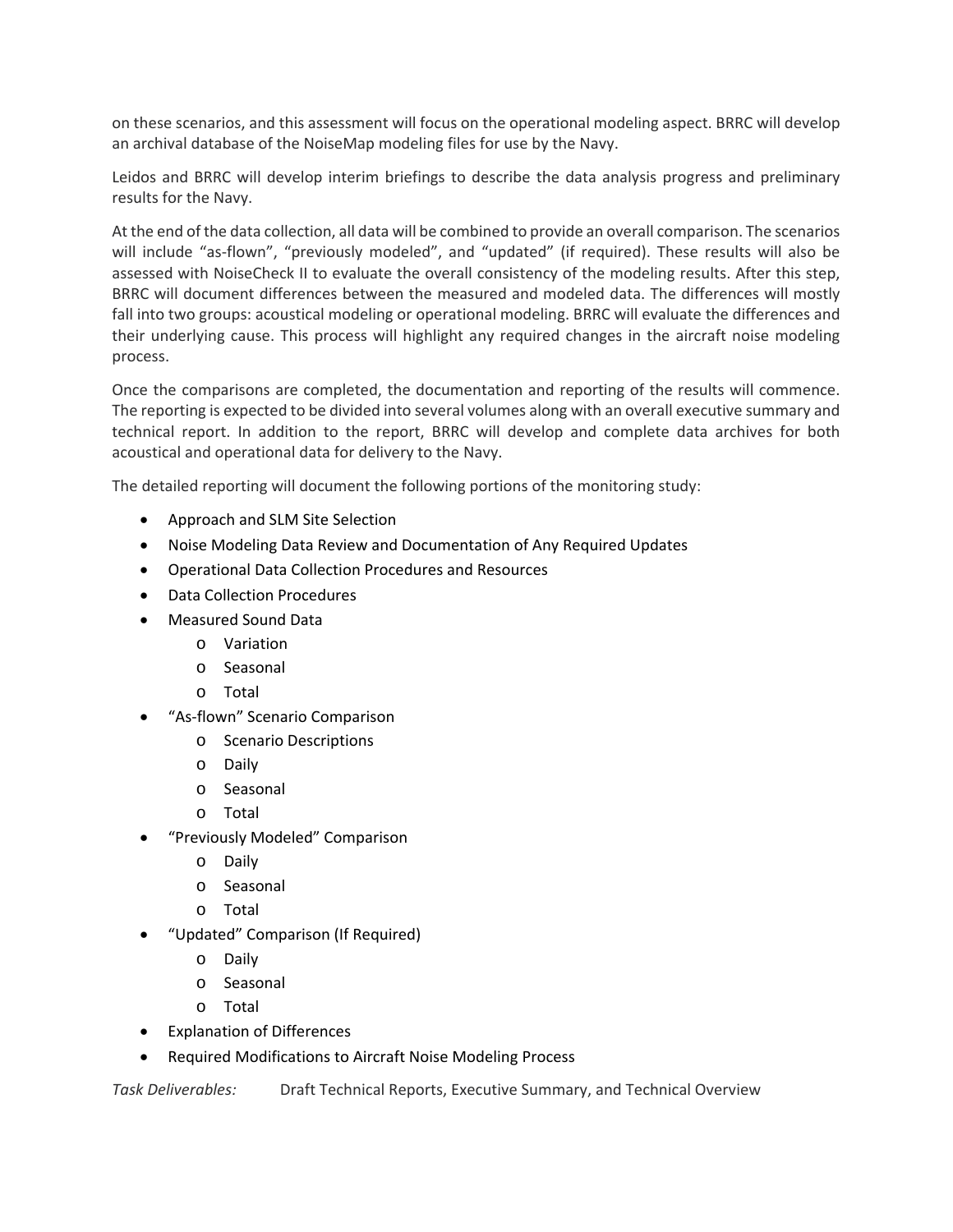on these scenarios, and this assessment will focus on the operational modeling aspect. BRRC will develop an archival database of the NoiseMap modeling files for use by the Navy.

Leidos and BRRC will develop interim briefings to describe the data analysis progress and preliminary results for the Navy.

At the end of the data collection, all data will be combined to provide an overall comparison. The scenarios will include "as-flown", "previously modeled", and "updated" (if required). These results will also be assessed with NoiseCheck II to evaluate the overall consistency of the modeling results. After this step, BRRC will document differences between the measured and modeled data. The differences will mostly fall into two groups: acoustical modeling or operational modeling. BRRC will evaluate the differences and their underlying cause. This process will highlight any required changes in the aircraft noise modeling process.

Once the comparisons are completed, the documentation and reporting of the results will commence. The reporting is expected to be divided into several volumes along with an overall executive summary and technical report. In addition to the report, BRRC will develop and complete data archives for both acoustical and operational data for delivery to the Navy.

The detailed reporting will document the following portions of the monitoring study:

- Approach and SLM Site Selection
- Noise Modeling Data Review and Documentation of Any Required Updates
- Operational Data Collection Procedures and Resources
- Data Collection Procedures
- Measured Sound Data
  - Variation
  - Seasonal
  - Total
- "As-flown" Scenario Comparison
  - Scenario Descriptions
  - Daily
  - Seasonal
  - Total
- "Previously Modeled" Comparison
  - Daily
  - Seasonal
  - Total
- "Updated" Comparison (If Required)
  - Daily
  - Seasonal
  - Total
- Explanation of Differences
- Required Modifications to Aircraft Noise Modeling Process

*Task Deliverables:* Draft Technical Reports, Executive Summary, and Technical Overview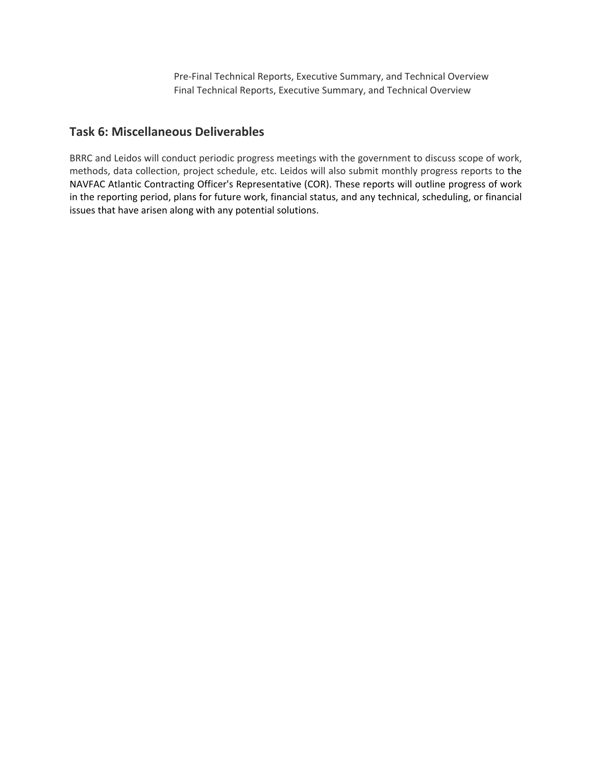Pre-Final Technical Reports, Executive Summary, and Technical Overview
Final Technical Reports, Executive Summary, and Technical Overview

## Task 6: Miscellaneous Deliverables

BRRC and Leidos will conduct periodic progress meetings with the government to discuss scope of work, methods, data collection, project schedule, etc. Leidos will also submit monthly progress reports to the NAVFAC Atlantic Contracting Officer's Representative (COR). These reports will outline progress of work in the reporting period, plans for future work, financial status, and any technical, scheduling, or financial issues that have arisen along with any potential solutions.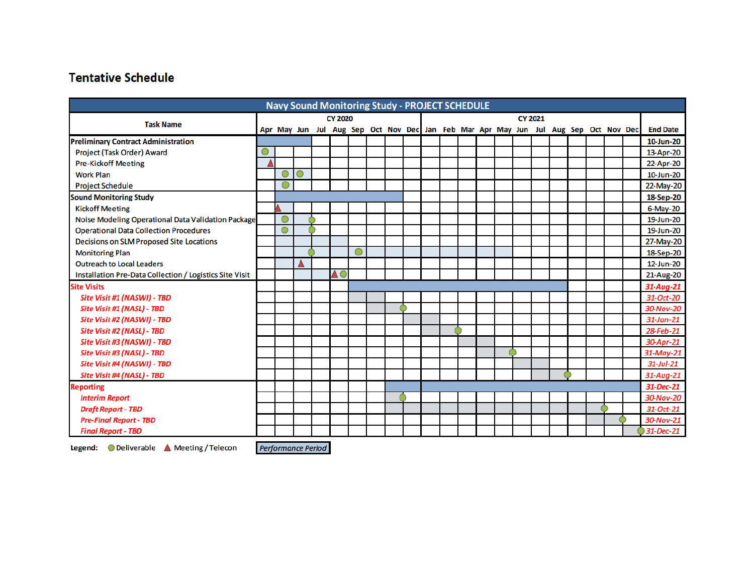# Tentative Schedule

**Navy Sound Monitoring Study - PROJECT SCHEDULE**

| Task Name | End Date |
|---|---|
| **Preliminary Contract Administration** | **10-Jun-20** |
| Project (Task Order) Award | 13-Apr-20 |
| Pre-Kickoff Meeting | 22-Apr-20 |
| Work Plan | 10-Jun-20 |
| Project Schedule | 22-May-20 |
| **Sound Monitoring Study** | **18-Sep-20** |
| Kickoff Meeting | 6-May-20 |
| Noise Modeling Operational Data Validation Package | 19-Jun-20 |
| Operational Data Collection Procedures | 19-Jun-20 |
| Decisions on SLM Proposed Site Locations | 27-May-20 |
| Monitoring Plan | 18-Sep-20 |
| Outreach to Local Leaders | 12-Jun-20 |
| Installation Pre-Data Collection / Logistics Site Visit | 21-Aug-20 |
| **Site Visits** | ***31-Aug-21*** |
| *Site Visit #1 (NASWI) - TBD* | *31-Oct-20* |
| *Site Visit #1 (NASL) - TBD* | *30-Nov-20* |
| *Site Visit #2 (NASWI) - TBD* | *31-Jan-21* |
| *Site Visit #2 (NASL) - TBD* | *28-Feb-21* |
| *Site Visit #3 (NASWI) - TBD* | *30-Apr-21* |
| *Site Visit #3 (NASL) - TBD* | *31-May-21* |
| *Site Visit #4 (NASWI) - TBD* | *31-Jul-21* |
| *Site Visit #4 (NASL) - TBD* | *31-Aug-21* |
| **Reporting** | ***31-Dec-21*** |
| *Interim Report* | *30-Nov-20* |
| *Draft Report - TBD* | *31-Oct-21* |
| *Pre-Final Report - TBD* | *30-Nov-21* |
| *Final Report - TBD* | *31-Dec-21* |

CY 2020: Apr May Jun Jul Aug Sep Oct Nov Dec

CY 2021: Jan Feb Mar Apr May Jun Jul Aug Sep Oct Nov Dec

**Legend:** ● Deliverable ▲ Meeting / Telecon *Performance Period*